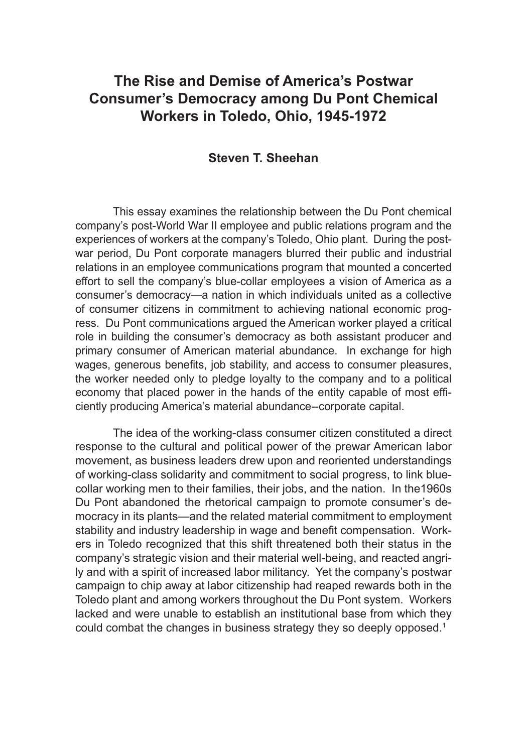# The Rise and Demise of America's Postwar Consumer's Democracy among Du Pont Chemical Workers in Toledo, Ohio, 1945-1972

**Steven T. Sheehan**

This essay examines the relationship between the Du Pont chemical company's post-World War II employee and public relations program and the experiences of workers at the company's Toledo, Ohio plant. During the postwar period, Du Pont corporate managers blurred their public and industrial relations in an employee communications program that mounted a concerted effort to sell the company's blue-collar employees a vision of America as a consumer's democracy—a nation in which individuals united as a collective of consumer citizens in commitment to achieving national economic progress. Du Pont communications argued the American worker played a critical role in building the consumer's democracy as both assistant producer and primary consumer of American material abundance. In exchange for high wages, generous benefits, job stability, and access to consumer pleasures, the worker needed only to pledge loyalty to the company and to a political economy that placed power in the hands of the entity capable of most efficiently producing America's material abundance--corporate capital.

The idea of the working-class consumer citizen constituted a direct response to the cultural and political power of the prewar American labor movement, as business leaders drew upon and reoriented understandings of working-class solidarity and commitment to social progress, to link blue-collar working men to their families, their jobs, and the nation. In the1960s Du Pont abandoned the rhetorical campaign to promote consumer's democracy in its plants—and the related material commitment to employment stability and industry leadership in wage and benefit compensation. Workers in Toledo recognized that this shift threatened both their status in the company's strategic vision and their material well-being, and reacted angrily and with a spirit of increased labor militancy. Yet the company's postwar campaign to chip away at labor citizenship had reaped rewards both in the Toledo plant and among workers throughout the Du Pont system. Workers lacked and were unable to establish an institutional base from which they could combat the changes in business strategy they so deeply opposed.[1]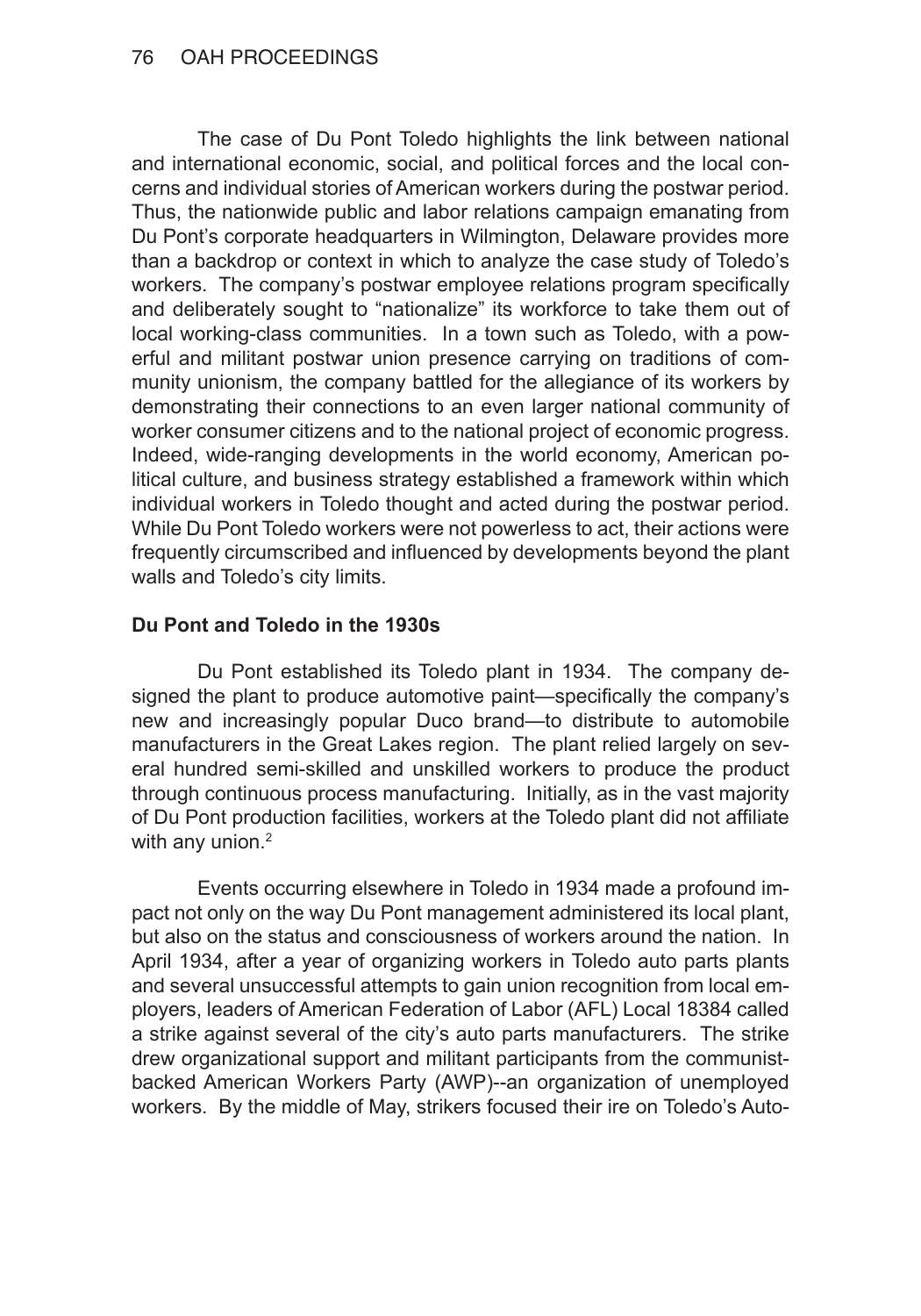The case of Du Pont Toledo highlights the link between national and international economic, social, and political forces and the local concerns and individual stories of American workers during the postwar period. Thus, the nationwide public and labor relations campaign emanating from Du Pont's corporate headquarters in Wilmington, Delaware provides more than a backdrop or context in which to analyze the case study of Toledo's workers. The company's postwar employee relations program specifically and deliberately sought to "nationalize" its workforce to take them out of local working-class communities. In a town such as Toledo, with a powerful and militant postwar union presence carrying on traditions of community unionism, the company battled for the allegiance of its workers by demonstrating their connections to an even larger national community of worker consumer citizens and to the national project of economic progress. Indeed, wide-ranging developments in the world economy, American political culture, and business strategy established a framework within which individual workers in Toledo thought and acted during the postwar period. While Du Pont Toledo workers were not powerless to act, their actions were frequently circumscribed and influenced by developments beyond the plant walls and Toledo's city limits.

**Du Pont and Toledo in the 1930s**

Du Pont established its Toledo plant in 1934. The company designed the plant to produce automotive paint—specifically the company's new and increasingly popular Duco brand—to distribute to automobile manufacturers in the Great Lakes region. The plant relied largely on several hundred semi-skilled and unskilled workers to produce the product through continuous process manufacturing. Initially, as in the vast majority of Du Pont production facilities, workers at the Toledo plant did not affiliate with any union.[2]

Events occurring elsewhere in Toledo in 1934 made a profound impact not only on the way Du Pont management administered its local plant, but also on the status and consciousness of workers around the nation. In April 1934, after a year of organizing workers in Toledo auto parts plants and several unsuccessful attempts to gain union recognition from local employers, leaders of American Federation of Labor (AFL) Local 18384 called a strike against several of the city's auto parts manufacturers. The strike drew organizational support and militant participants from the communist-backed American Workers Party (AWP)--an organization of unemployed workers. By the middle of May, strikers focused their ire on Toledo's Auto-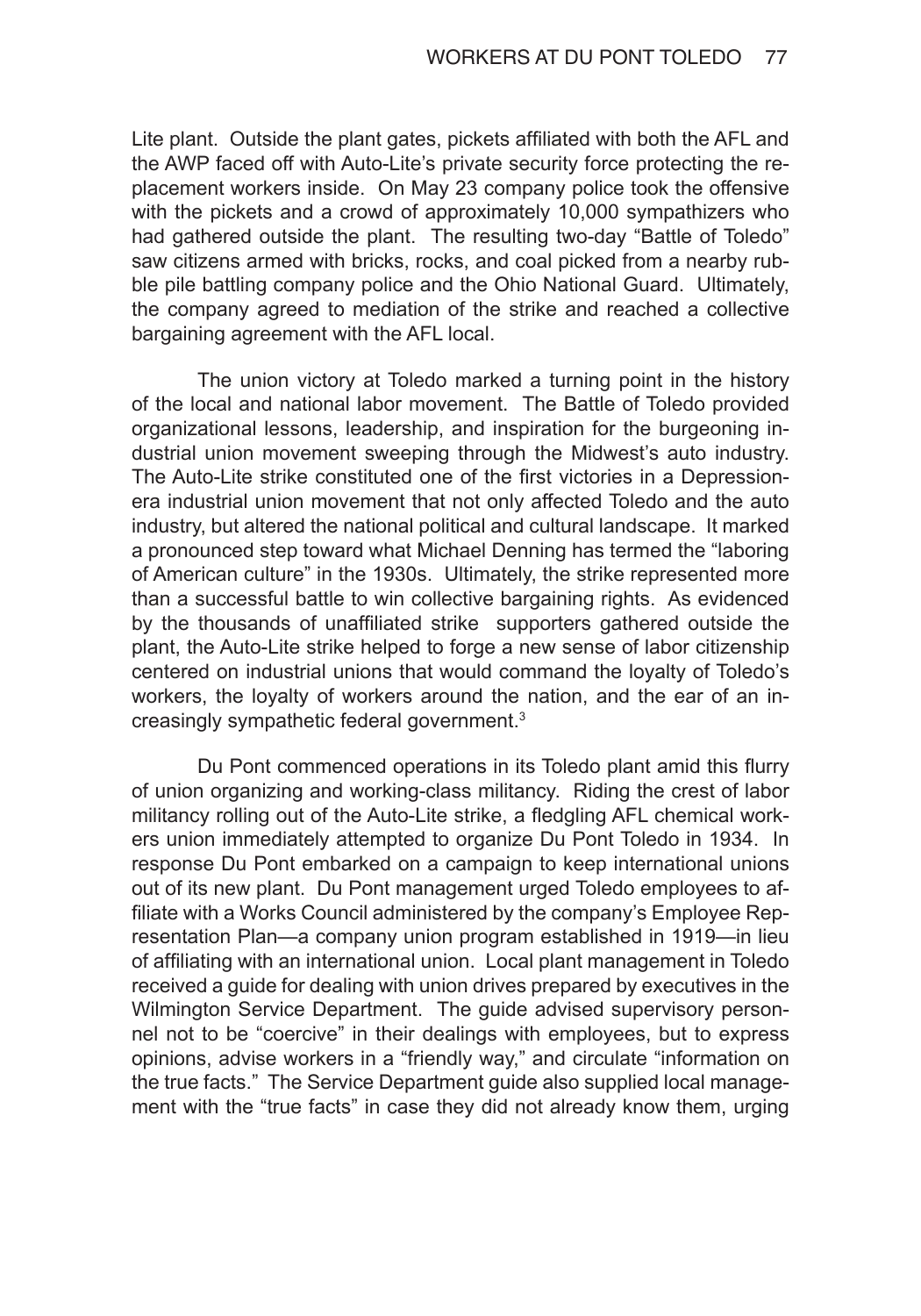Lite plant. Outside the plant gates, pickets affiliated with both the AFL and the AWP faced off with Auto-Lite's private security force protecting the replacement workers inside. On May 23 company police took the offensive with the pickets and a crowd of approximately 10,000 sympathizers who had gathered outside the plant. The resulting two-day "Battle of Toledo" saw citizens armed with bricks, rocks, and coal picked from a nearby rubble pile battling company police and the Ohio National Guard. Ultimately, the company agreed to mediation of the strike and reached a collective bargaining agreement with the AFL local.

The union victory at Toledo marked a turning point in the history of the local and national labor movement. The Battle of Toledo provided organizational lessons, leadership, and inspiration for the burgeoning industrial union movement sweeping through the Midwest's auto industry. The Auto-Lite strike constituted one of the first victories in a Depression-era industrial union movement that not only affected Toledo and the auto industry, but altered the national political and cultural landscape. It marked a pronounced step toward what Michael Denning has termed the "laboring of American culture" in the 1930s. Ultimately, the strike represented more than a successful battle to win collective bargaining rights. As evidenced by the thousands of unaffiliated strike supporters gathered outside the plant, the Auto-Lite strike helped to forge a new sense of labor citizenship centered on industrial unions that would command the loyalty of Toledo's workers, the loyalty of workers around the nation, and the ear of an increasingly sympathetic federal government.[3]

Du Pont commenced operations in its Toledo plant amid this flurry of union organizing and working-class militancy. Riding the crest of labor militancy rolling out of the Auto-Lite strike, a fledgling AFL chemical workers union immediately attempted to organize Du Pont Toledo in 1934. In response Du Pont embarked on a campaign to keep international unions out of its new plant. Du Pont management urged Toledo employees to affiliate with a Works Council administered by the company's Employee Representation Plan—a company union program established in 1919—in lieu of affiliating with an international union. Local plant management in Toledo received a guide for dealing with union drives prepared by executives in the Wilmington Service Department. The guide advised supervisory personnel not to be "coercive" in their dealings with employees, but to express opinions, advise workers in a "friendly way," and circulate "information on the true facts." The Service Department guide also supplied local management with the "true facts" in case they did not already know them, urging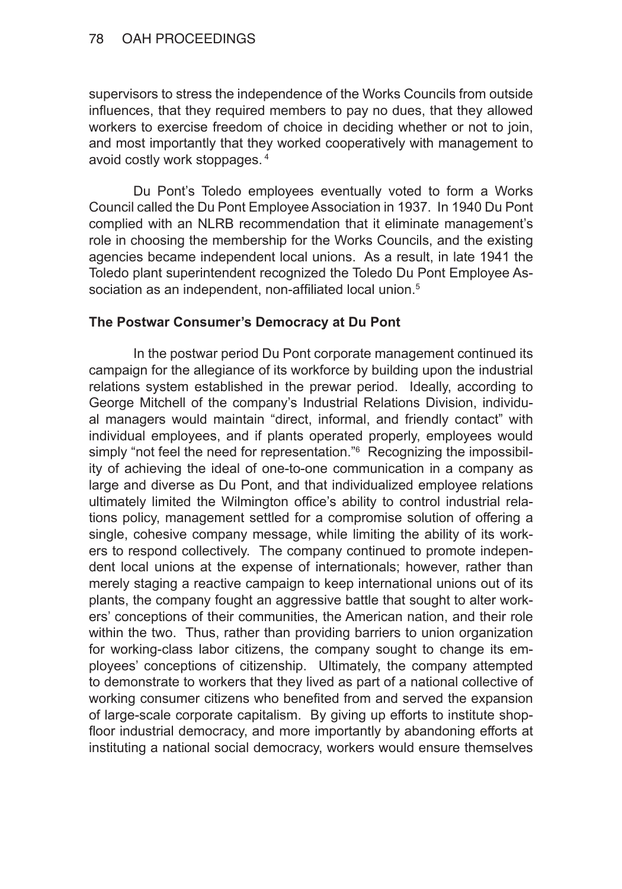supervisors to stress the independence of the Works Councils from outside influences, that they required members to pay no dues, that they allowed workers to exercise freedom of choice in deciding whether or not to join, and most importantly that they worked cooperatively with management to avoid costly work stoppages.[4]

Du Pont's Toledo employees eventually voted to form a Works Council called the Du Pont Employee Association in 1937. In 1940 Du Pont complied with an NLRB recommendation that it eliminate management's role in choosing the membership for the Works Councils, and the existing agencies became independent local unions. As a result, in late 1941 the Toledo plant superintendent recognized the Toledo Du Pont Employee Association as an independent, non-affiliated local union.[5]

**The Postwar Consumer's Democracy at Du Pont**

In the postwar period Du Pont corporate management continued its campaign for the allegiance of its workforce by building upon the industrial relations system established in the prewar period. Ideally, according to George Mitchell of the company's Industrial Relations Division, individual managers would maintain "direct, informal, and friendly contact" with individual employees, and if plants operated properly, employees would simply "not feel the need for representation."[6] Recognizing the impossibility of achieving the ideal of one-to-one communication in a company as large and diverse as Du Pont, and that individualized employee relations ultimately limited the Wilmington office's ability to control industrial relations policy, management settled for a compromise solution of offering a single, cohesive company message, while limiting the ability of its workers to respond collectively. The company continued to promote independent local unions at the expense of internationals; however, rather than merely staging a reactive campaign to keep international unions out of its plants, the company fought an aggressive battle that sought to alter workers' conceptions of their communities, the American nation, and their role within the two. Thus, rather than providing barriers to union organization for working-class labor citizens, the company sought to change its employees' conceptions of citizenship. Ultimately, the company attempted to demonstrate to workers that they lived as part of a national collective of working consumer citizens who benefited from and served the expansion of large-scale corporate capitalism. By giving up efforts to institute shop-floor industrial democracy, and more importantly by abandoning efforts at instituting a national social democracy, workers would ensure themselves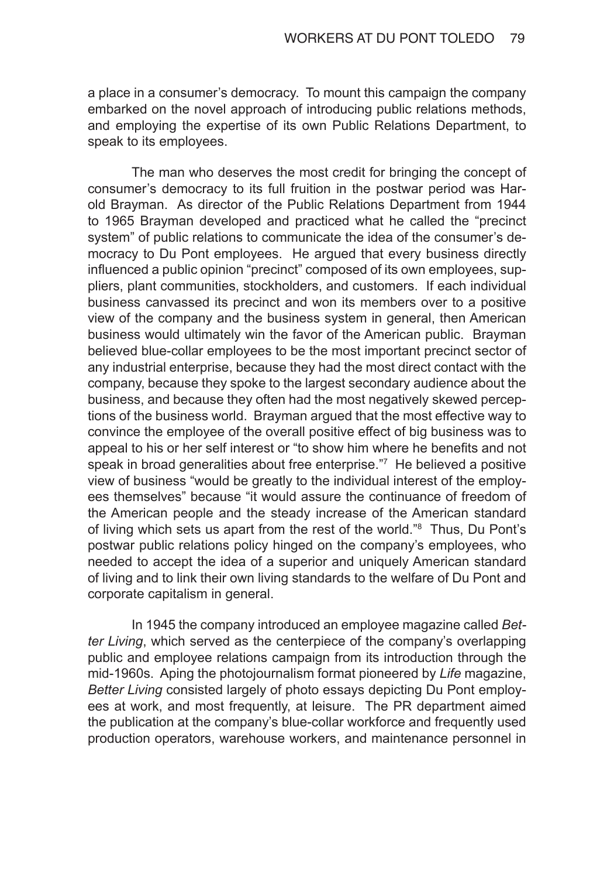a place in a consumer's democracy. To mount this campaign the company embarked on the novel approach of introducing public relations methods, and employing the expertise of its own Public Relations Department, to speak to its employees.

The man who deserves the most credit for bringing the concept of consumer's democracy to its full fruition in the postwar period was Harold Brayman. As director of the Public Relations Department from 1944 to 1965 Brayman developed and practiced what he called the "precinct system" of public relations to communicate the idea of the consumer's democracy to Du Pont employees. He argued that every business directly influenced a public opinion "precinct" composed of its own employees, suppliers, plant communities, stockholders, and customers. If each individual business canvassed its precinct and won its members over to a positive view of the company and the business system in general, then American business would ultimately win the favor of the American public. Brayman believed blue-collar employees to be the most important precinct sector of any industrial enterprise, because they had the most direct contact with the company, because they spoke to the largest secondary audience about the business, and because they often had the most negatively skewed perceptions of the business world. Brayman argued that the most effective way to convince the employee of the overall positive effect of big business was to appeal to his or her self interest or "to show him where he benefits and not speak in broad generalities about free enterprise."[7] He believed a positive view of business "would be greatly to the individual interest of the employees themselves" because "it would assure the continuance of freedom of the American people and the steady increase of the American standard of living which sets us apart from the rest of the world."[8] Thus, Du Pont's postwar public relations policy hinged on the company's employees, who needed to accept the idea of a superior and uniquely American standard of living and to link their own living standards to the welfare of Du Pont and corporate capitalism in general.

In 1945 the company introduced an employee magazine called *Better Living*, which served as the centerpiece of the company's overlapping public and employee relations campaign from its introduction through the mid-1960s. Aping the photojournalism format pioneered by *Life* magazine, *Better Living* consisted largely of photo essays depicting Du Pont employees at work, and most frequently, at leisure. The PR department aimed the publication at the company's blue-collar workforce and frequently used production operators, warehouse workers, and maintenance personnel in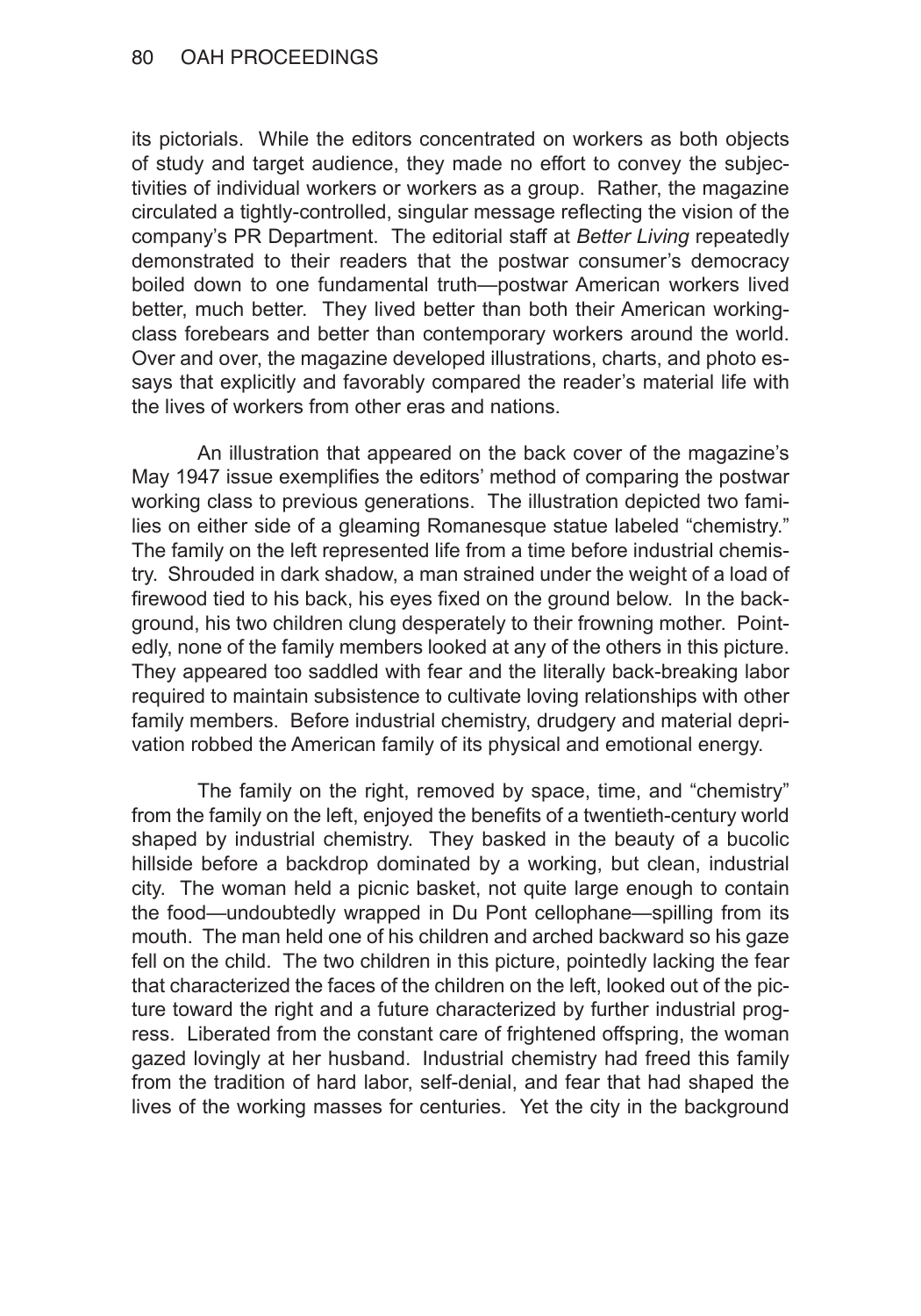its pictorials. While the editors concentrated on workers as both objects of study and target audience, they made no effort to convey the subjectivities of individual workers or workers as a group. Rather, the magazine circulated a tightly-controlled, singular message reflecting the vision of the company's PR Department. The editorial staff at *Better Living* repeatedly demonstrated to their readers that the postwar consumer's democracy boiled down to one fundamental truth—postwar American workers lived better, much better. They lived better than both their American working-class forebears and better than contemporary workers around the world. Over and over, the magazine developed illustrations, charts, and photo essays that explicitly and favorably compared the reader's material life with the lives of workers from other eras and nations.

An illustration that appeared on the back cover of the magazine's May 1947 issue exemplifies the editors' method of comparing the postwar working class to previous generations. The illustration depicted two families on either side of a gleaming Romanesque statue labeled "chemistry." The family on the left represented life from a time before industrial chemistry. Shrouded in dark shadow, a man strained under the weight of a load of firewood tied to his back, his eyes fixed on the ground below. In the background, his two children clung desperately to their frowning mother. Pointedly, none of the family members looked at any of the others in this picture. They appeared too saddled with fear and the literally back-breaking labor required to maintain subsistence to cultivate loving relationships with other family members. Before industrial chemistry, drudgery and material deprivation robbed the American family of its physical and emotional energy.

The family on the right, removed by space, time, and "chemistry" from the family on the left, enjoyed the benefits of a twentieth-century world shaped by industrial chemistry. They basked in the beauty of a bucolic hillside before a backdrop dominated by a working, but clean, industrial city. The woman held a picnic basket, not quite large enough to contain the food—undoubtedly wrapped in Du Pont cellophane—spilling from its mouth. The man held one of his children and arched backward so his gaze fell on the child. The two children in this picture, pointedly lacking the fear that characterized the faces of the children on the left, looked out of the picture toward the right and a future characterized by further industrial progress. Liberated from the constant care of frightened offspring, the woman gazed lovingly at her husband. Industrial chemistry had freed this family from the tradition of hard labor, self-denial, and fear that had shaped the lives of the working masses for centuries. Yet the city in the background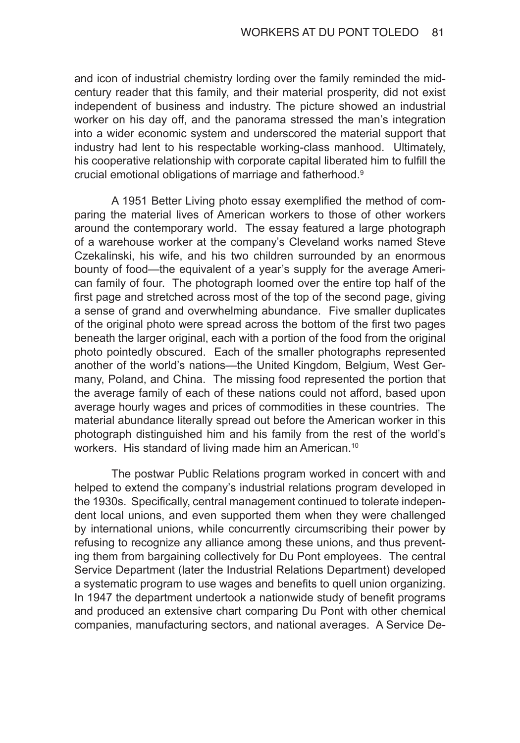and icon of industrial chemistry lording over the family reminded the mid-century reader that this family, and their material prosperity, did not exist independent of business and industry. The picture showed an industrial worker on his day off, and the panorama stressed the man's integration into a wider economic system and underscored the material support that industry had lent to his respectable working-class manhood. Ultimately, his cooperative relationship with corporate capital liberated him to fulfill the crucial emotional obligations of marriage and fatherhood.[9]

A 1951 Better Living photo essay exemplified the method of comparing the material lives of American workers to those of other workers around the contemporary world. The essay featured a large photograph of a warehouse worker at the company's Cleveland works named Steve Czekalinski, his wife, and his two children surrounded by an enormous bounty of food—the equivalent of a year's supply for the average American family of four. The photograph loomed over the entire top half of the first page and stretched across most of the top of the second page, giving a sense of grand and overwhelming abundance. Five smaller duplicates of the original photo were spread across the bottom of the first two pages beneath the larger original, each with a portion of the food from the original photo pointedly obscured. Each of the smaller photographs represented another of the world's nations—the United Kingdom, Belgium, West Germany, Poland, and China. The missing food represented the portion that the average family of each of these nations could not afford, based upon average hourly wages and prices of commodities in these countries. The material abundance literally spread out before the American worker in this photograph distinguished him and his family from the rest of the world's workers. His standard of living made him an American.[10]

The postwar Public Relations program worked in concert with and helped to extend the company's industrial relations program developed in the 1930s. Specifically, central management continued to tolerate independent local unions, and even supported them when they were challenged by international unions, while concurrently circumscribing their power by refusing to recognize any alliance among these unions, and thus preventing them from bargaining collectively for Du Pont employees. The central Service Department (later the Industrial Relations Department) developed a systematic program to use wages and benefits to quell union organizing. In 1947 the department undertook a nationwide study of benefit programs and produced an extensive chart comparing Du Pont with other chemical companies, manufacturing sectors, and national averages. A Service De-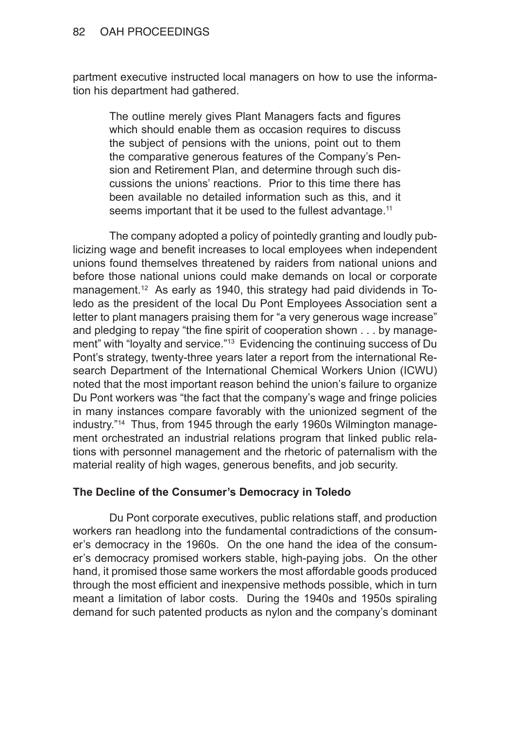partment executive instructed local managers on how to use the information his department had gathered.

> The outline merely gives Plant Managers facts and figures which should enable them as occasion requires to discuss the subject of pensions with the unions, point out to them the comparative generous features of the Company's Pension and Retirement Plan, and determine through such discussions the unions' reactions. Prior to this time there has been available no detailed information such as this, and it seems important that it be used to the fullest advantage.[11]

The company adopted a policy of pointedly granting and loudly publicizing wage and benefit increases to local employees when independent unions found themselves threatened by raiders from national unions and before those national unions could make demands on local or corporate management.[12] As early as 1940, this strategy had paid dividends in Toledo as the president of the local Du Pont Employees Association sent a letter to plant managers praising them for "a very generous wage increase" and pledging to repay "the fine spirit of cooperation shown . . . by management" with "loyalty and service."[13] Evidencing the continuing success of Du Pont's strategy, twenty-three years later a report from the international Research Department of the International Chemical Workers Union (ICWU) noted that the most important reason behind the union's failure to organize Du Pont workers was "the fact that the company's wage and fringe policies in many instances compare favorably with the unionized segment of the industry."[14] Thus, from 1945 through the early 1960s Wilmington management orchestrated an industrial relations program that linked public relations with personnel management and the rhetoric of paternalism with the material reality of high wages, generous benefits, and job security.

**The Decline of the Consumer's Democracy in Toledo**

Du Pont corporate executives, public relations staff, and production workers ran headlong into the fundamental contradictions of the consumer's democracy in the 1960s. On the one hand the idea of the consumer's democracy promised workers stable, high-paying jobs. On the other hand, it promised those same workers the most affordable goods produced through the most efficient and inexpensive methods possible, which in turn meant a limitation of labor costs. During the 1940s and 1950s spiraling demand for such patented products as nylon and the company's dominant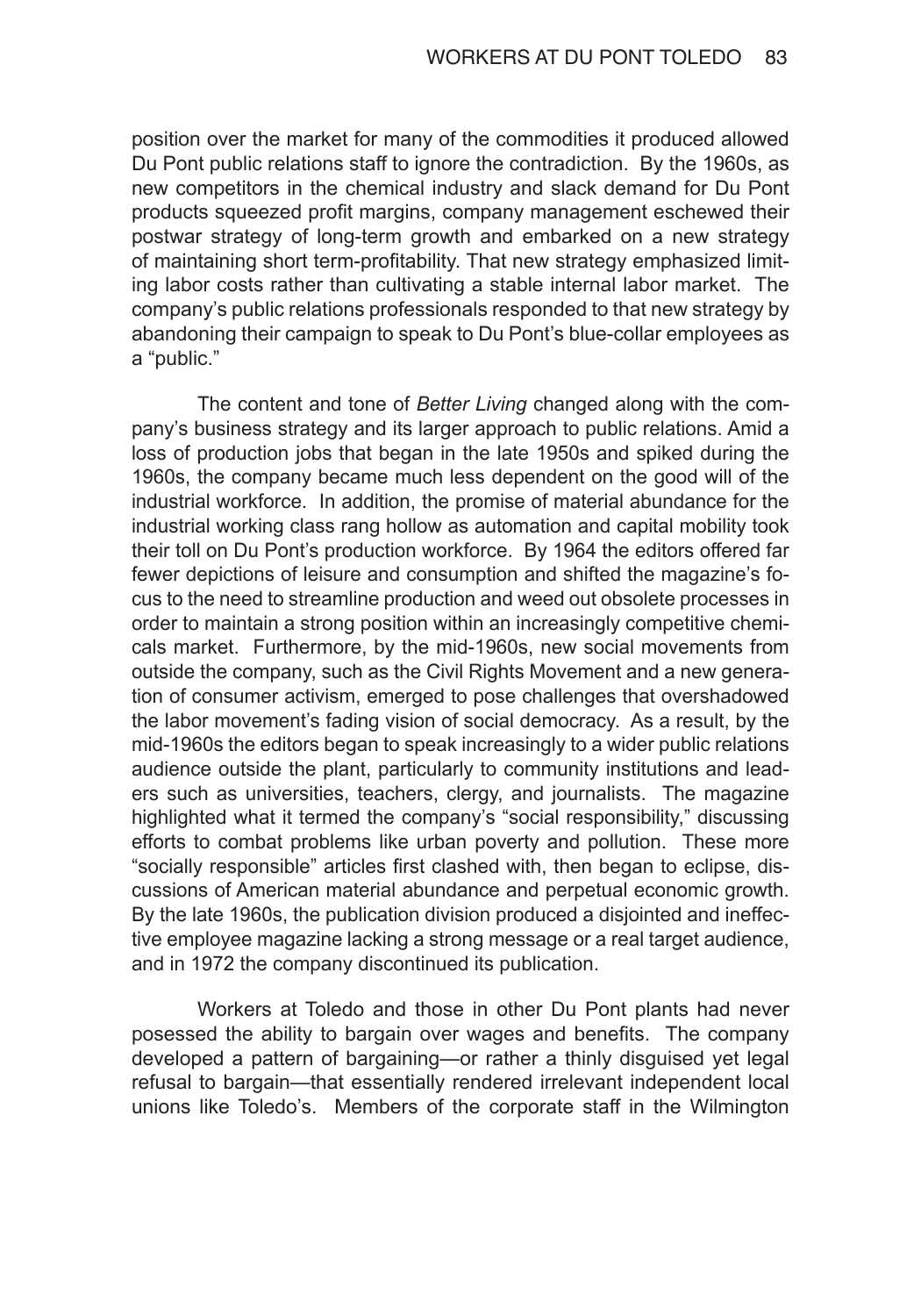position over the market for many of the commodities it produced allowed Du Pont public relations staff to ignore the contradiction. By the 1960s, as new competitors in the chemical industry and slack demand for Du Pont products squeezed profit margins, company management eschewed their postwar strategy of long-term growth and embarked on a new strategy of maintaining short term-profitability. That new strategy emphasized limiting labor costs rather than cultivating a stable internal labor market. The company's public relations professionals responded to that new strategy by abandoning their campaign to speak to Du Pont's blue-collar employees as a "public."

The content and tone of *Better Living* changed along with the company's business strategy and its larger approach to public relations. Amid a loss of production jobs that began in the late 1950s and spiked during the 1960s, the company became much less dependent on the good will of the industrial workforce. In addition, the promise of material abundance for the industrial working class rang hollow as automation and capital mobility took their toll on Du Pont's production workforce. By 1964 the editors offered far fewer depictions of leisure and consumption and shifted the magazine's focus to the need to streamline production and weed out obsolete processes in order to maintain a strong position within an increasingly competitive chemicals market. Furthermore, by the mid-1960s, new social movements from outside the company, such as the Civil Rights Movement and a new generation of consumer activism, emerged to pose challenges that overshadowed the labor movement's fading vision of social democracy. As a result, by the mid-1960s the editors began to speak increasingly to a wider public relations audience outside the plant, particularly to community institutions and leaders such as universities, teachers, clergy, and journalists. The magazine highlighted what it termed the company's "social responsibility," discussing efforts to combat problems like urban poverty and pollution. These more "socially responsible" articles first clashed with, then began to eclipse, discussions of American material abundance and perpetual economic growth. By the late 1960s, the publication division produced a disjointed and ineffective employee magazine lacking a strong message or a real target audience, and in 1972 the company discontinued its publication.

Workers at Toledo and those in other Du Pont plants had never posessed the ability to bargain over wages and benefits. The company developed a pattern of bargaining—or rather a thinly disguised yet legal refusal to bargain—that essentially rendered irrelevant independent local unions like Toledo's. Members of the corporate staff in the Wilmington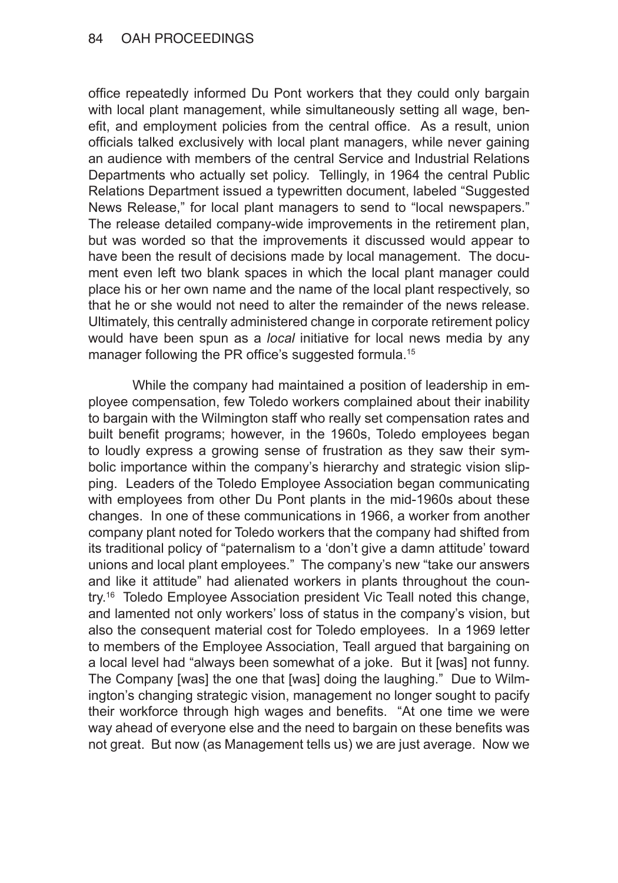office repeatedly informed Du Pont workers that they could only bargain with local plant management, while simultaneously setting all wage, benefit, and employment policies from the central office. As a result, union officials talked exclusively with local plant managers, while never gaining an audience with members of the central Service and Industrial Relations Departments who actually set policy. Tellingly, in 1964 the central Public Relations Department issued a typewritten document, labeled "Suggested News Release," for local plant managers to send to "local newspapers." The release detailed company-wide improvements in the retirement plan, but was worded so that the improvements it discussed would appear to have been the result of decisions made by local management. The document even left two blank spaces in which the local plant manager could place his or her own name and the name of the local plant respectively, so that he or she would not need to alter the remainder of the news release. Ultimately, this centrally administered change in corporate retirement policy would have been spun as a *local* initiative for local news media by any manager following the PR office's suggested formula.[15]

While the company had maintained a position of leadership in employee compensation, few Toledo workers complained about their inability to bargain with the Wilmington staff who really set compensation rates and built benefit programs; however, in the 1960s, Toledo employees began to loudly express a growing sense of frustration as they saw their symbolic importance within the company's hierarchy and strategic vision slipping. Leaders of the Toledo Employee Association began communicating with employees from other Du Pont plants in the mid-1960s about these changes. In one of these communications in 1966, a worker from another company plant noted for Toledo workers that the company had shifted from its traditional policy of "paternalism to a 'don't give a damn attitude' toward unions and local plant employees." The company's new "take our answers and like it attitude" had alienated workers in plants throughout the country.[16] Toledo Employee Association president Vic Teall noted this change, and lamented not only workers' loss of status in the company's vision, but also the consequent material cost for Toledo employees. In a 1969 letter to members of the Employee Association, Teall argued that bargaining on a local level had "always been somewhat of a joke. But it [was] not funny. The Company [was] the one that [was] doing the laughing." Due to Wilmington's changing strategic vision, management no longer sought to pacify their workforce through high wages and benefits. "At one time we were way ahead of everyone else and the need to bargain on these benefits was not great. But now (as Management tells us) we are just average. Now we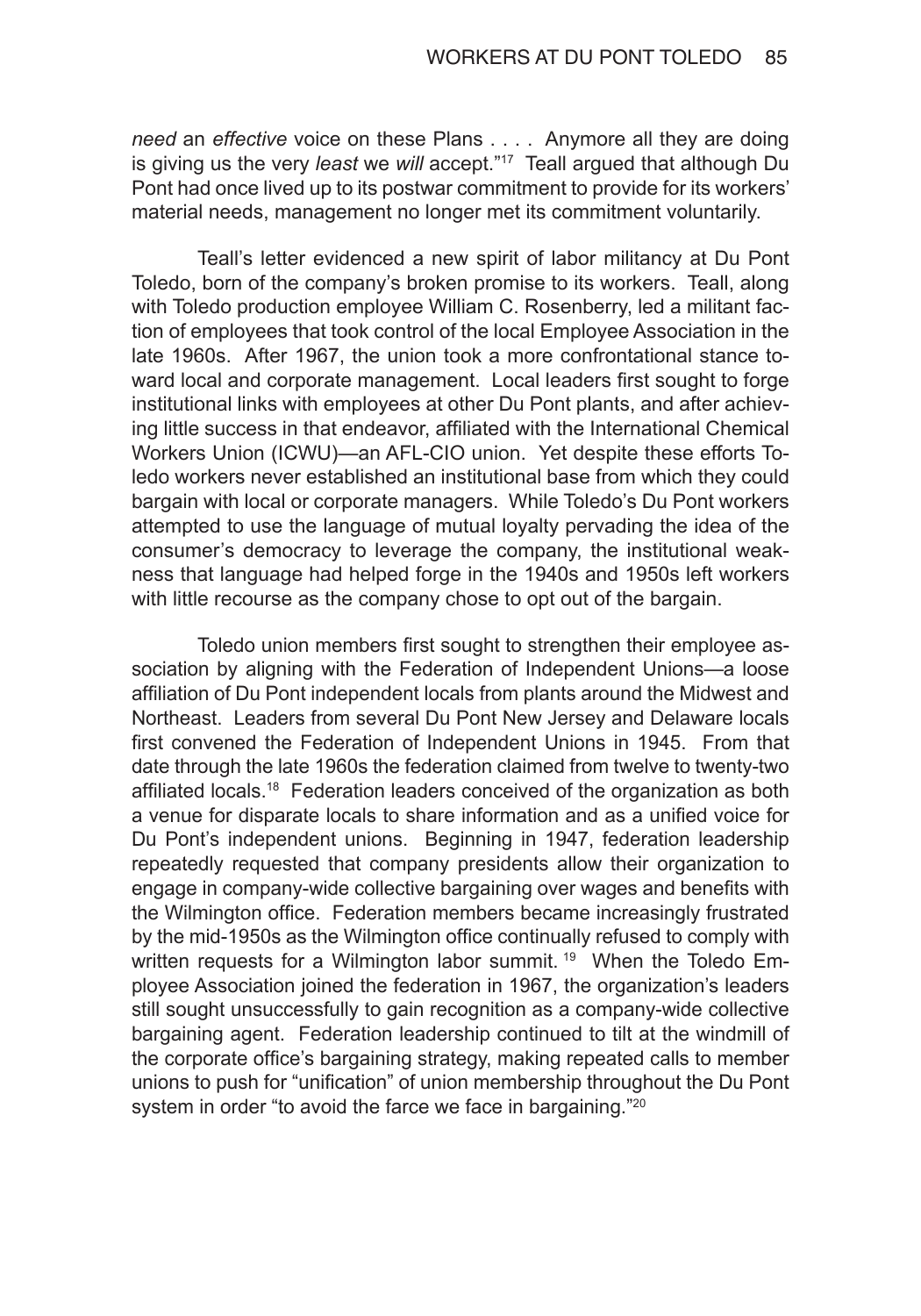*need* an *effective* voice on these Plans . . . . Anymore all they are doing is giving us the very *least* we *will* accept."[17] Teall argued that although Du Pont had once lived up to its postwar commitment to provide for its workers' material needs, management no longer met its commitment voluntarily.

Teall's letter evidenced a new spirit of labor militancy at Du Pont Toledo, born of the company's broken promise to its workers. Teall, along with Toledo production employee William C. Rosenberry, led a militant faction of employees that took control of the local Employee Association in the late 1960s. After 1967, the union took a more confrontational stance toward local and corporate management. Local leaders first sought to forge institutional links with employees at other Du Pont plants, and after achieving little success in that endeavor, affiliated with the International Chemical Workers Union (ICWU)—an AFL-CIO union. Yet despite these efforts Toledo workers never established an institutional base from which they could bargain with local or corporate managers. While Toledo's Du Pont workers attempted to use the language of mutual loyalty pervading the idea of the consumer's democracy to leverage the company, the institutional weakness that language had helped forge in the 1940s and 1950s left workers with little recourse as the company chose to opt out of the bargain.

Toledo union members first sought to strengthen their employee association by aligning with the Federation of Independent Unions—a loose affiliation of Du Pont independent locals from plants around the Midwest and Northeast. Leaders from several Du Pont New Jersey and Delaware locals first convened the Federation of Independent Unions in 1945. From that date through the late 1960s the federation claimed from twelve to twenty-two affiliated locals.[18] Federation leaders conceived of the organization as both a venue for disparate locals to share information and as a unified voice for Du Pont's independent unions. Beginning in 1947, federation leadership repeatedly requested that company presidents allow their organization to engage in company-wide collective bargaining over wages and benefits with the Wilmington office. Federation members became increasingly frustrated by the mid-1950s as the Wilmington office continually refused to comply with written requests for a Wilmington labor summit.[19] When the Toledo Employee Association joined the federation in 1967, the organization's leaders still sought unsuccessfully to gain recognition as a company-wide collective bargaining agent. Federation leadership continued to tilt at the windmill of the corporate office's bargaining strategy, making repeated calls to member unions to push for "unification" of union membership throughout the Du Pont system in order "to avoid the farce we face in bargaining."[20]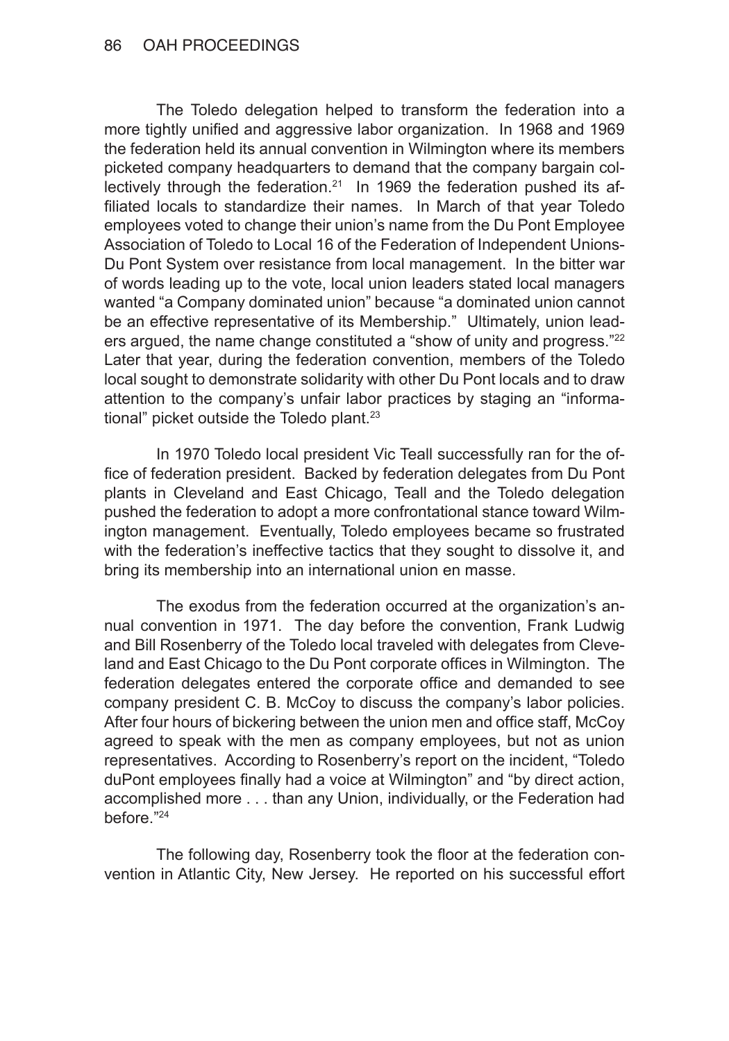The Toledo delegation helped to transform the federation into a more tightly unified and aggressive labor organization. In 1968 and 1969 the federation held its annual convention in Wilmington where its members picketed company headquarters to demand that the company bargain collectively through the federation.[21] In 1969 the federation pushed its affiliated locals to standardize their names. In March of that year Toledo employees voted to change their union's name from the Du Pont Employee Association of Toledo to Local 16 of the Federation of Independent Unions-Du Pont System over resistance from local management. In the bitter war of words leading up to the vote, local union leaders stated local managers wanted "a Company dominated union" because "a dominated union cannot be an effective representative of its Membership." Ultimately, union leaders argued, the name change constituted a "show of unity and progress."[22] Later that year, during the federation convention, members of the Toledo local sought to demonstrate solidarity with other Du Pont locals and to draw attention to the company's unfair labor practices by staging an "informational" picket outside the Toledo plant.[23]

In 1970 Toledo local president Vic Teall successfully ran for the office of federation president. Backed by federation delegates from Du Pont plants in Cleveland and East Chicago, Teall and the Toledo delegation pushed the federation to adopt a more confrontational stance toward Wilmington management. Eventually, Toledo employees became so frustrated with the federation's ineffective tactics that they sought to dissolve it, and bring its membership into an international union en masse.

The exodus from the federation occurred at the organization's annual convention in 1971. The day before the convention, Frank Ludwig and Bill Rosenberry of the Toledo local traveled with delegates from Cleveland and East Chicago to the Du Pont corporate offices in Wilmington. The federation delegates entered the corporate office and demanded to see company president C. B. McCoy to discuss the company's labor policies. After four hours of bickering between the union men and office staff, McCoy agreed to speak with the men as company employees, but not as union representatives. According to Rosenberry's report on the incident, "Toledo duPont employees finally had a voice at Wilmington" and "by direct action, accomplished more . . . than any Union, individually, or the Federation had before."[24]

The following day, Rosenberry took the floor at the federation convention in Atlantic City, New Jersey. He reported on his successful effort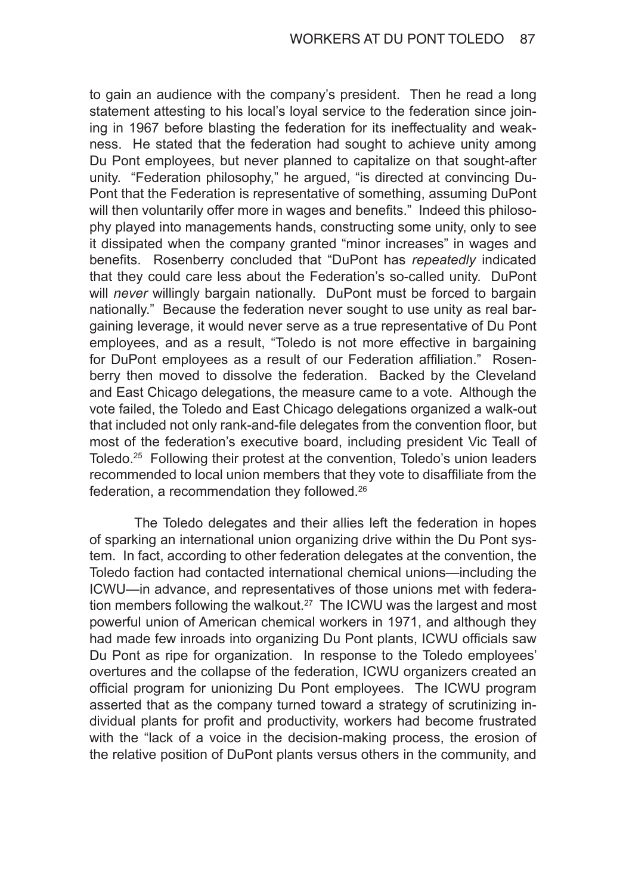to gain an audience with the company's president. Then he read a long statement attesting to his local's loyal service to the federation since joining in 1967 before blasting the federation for its ineffectuality and weakness. He stated that the federation had sought to achieve unity among Du Pont employees, but never planned to capitalize on that sought-after unity. "Federation philosophy," he argued, "is directed at convincing DuPont that the Federation is representative of something, assuming DuPont will then voluntarily offer more in wages and benefits." Indeed this philosophy played into managements hands, constructing some unity, only to see it dissipated when the company granted "minor increases" in wages and benefits. Rosenberry concluded that "DuPont has *repeatedly* indicated that they could care less about the Federation's so-called unity. DuPont will *never* willingly bargain nationally. DuPont must be forced to bargain nationally." Because the federation never sought to use unity as real bargaining leverage, it would never serve as a true representative of Du Pont employees, and as a result, "Toledo is not more effective in bargaining for DuPont employees as a result of our Federation affiliation." Rosenberry then moved to dissolve the federation. Backed by the Cleveland and East Chicago delegations, the measure came to a vote. Although the vote failed, the Toledo and East Chicago delegations organized a walk-out that included not only rank-and-file delegates from the convention floor, but most of the federation's executive board, including president Vic Teall of Toledo.[25] Following their protest at the convention, Toledo's union leaders recommended to local union members that they vote to disaffiliate from the federation, a recommendation they followed.[26]

The Toledo delegates and their allies left the federation in hopes of sparking an international union organizing drive within the Du Pont system. In fact, according to other federation delegates at the convention, the Toledo faction had contacted international chemical unions—including the ICWU—in advance, and representatives of those unions met with federation members following the walkout.[27] The ICWU was the largest and most powerful union of American chemical workers in 1971, and although they had made few inroads into organizing Du Pont plants, ICWU officials saw Du Pont as ripe for organization. In response to the Toledo employees' overtures and the collapse of the federation, ICWU organizers created an official program for unionizing Du Pont employees. The ICWU program asserted that as the company turned toward a strategy of scrutinizing individual plants for profit and productivity, workers had become frustrated with the "lack of a voice in the decision-making process, the erosion of the relative position of DuPont plants versus others in the community, and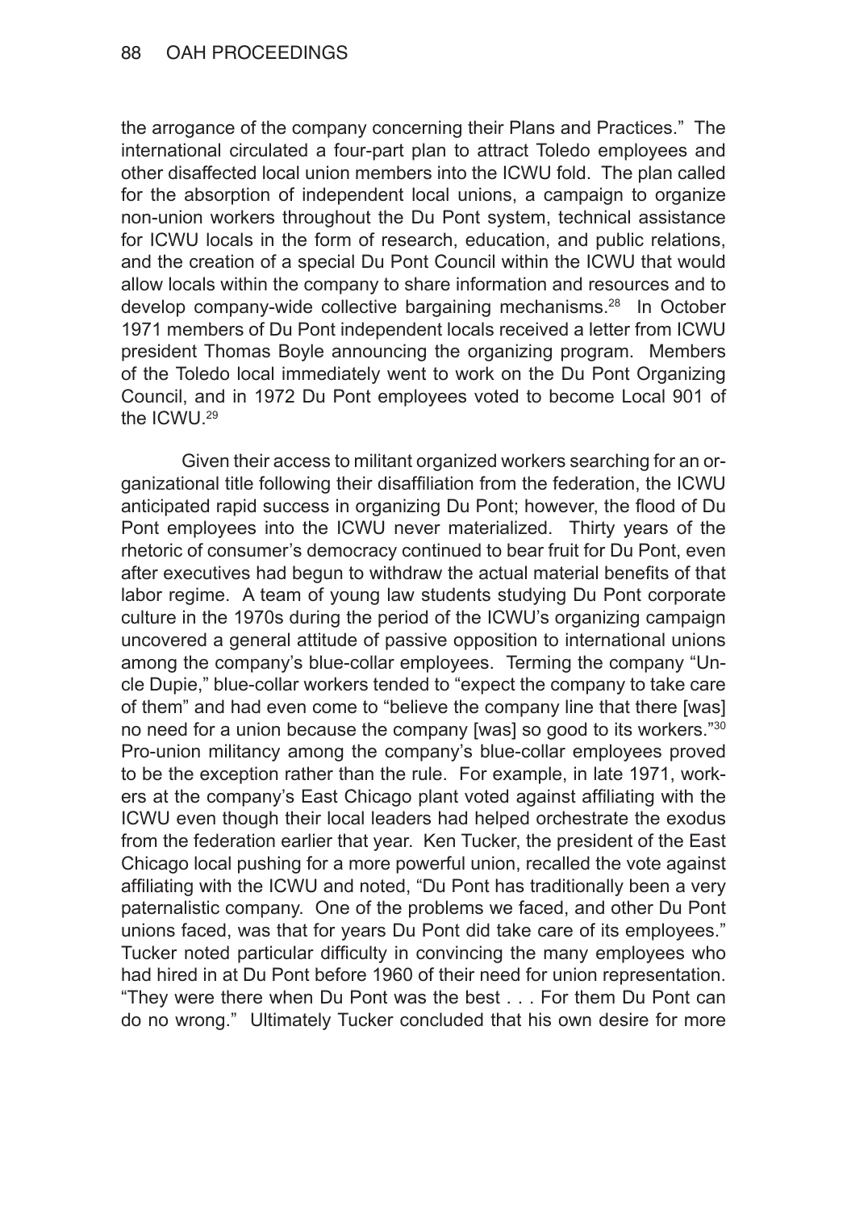the arrogance of the company concerning their Plans and Practices." The international circulated a four-part plan to attract Toledo employees and other disaffected local union members into the ICWU fold. The plan called for the absorption of independent local unions, a campaign to organize non-union workers throughout the Du Pont system, technical assistance for ICWU locals in the form of research, education, and public relations, and the creation of a special Du Pont Council within the ICWU that would allow locals within the company to share information and resources and to develop company-wide collective bargaining mechanisms.[28] In October 1971 members of Du Pont independent locals received a letter from ICWU president Thomas Boyle announcing the organizing program. Members of the Toledo local immediately went to work on the Du Pont Organizing Council, and in 1972 Du Pont employees voted to become Local 901 of the ICWU.[29]

Given their access to militant organized workers searching for an organizational title following their disaffiliation from the federation, the ICWU anticipated rapid success in organizing Du Pont; however, the flood of Du Pont employees into the ICWU never materialized. Thirty years of the rhetoric of consumer's democracy continued to bear fruit for Du Pont, even after executives had begun to withdraw the actual material benefits of that labor regime. A team of young law students studying Du Pont corporate culture in the 1970s during the period of the ICWU's organizing campaign uncovered a general attitude of passive opposition to international unions among the company's blue-collar employees. Terming the company "Uncle Dupie," blue-collar workers tended to "expect the company to take care of them" and had even come to "believe the company line that there [was] no need for a union because the company [was] so good to its workers."[30] Pro-union militancy among the company's blue-collar employees proved to be the exception rather than the rule. For example, in late 1971, workers at the company's East Chicago plant voted against affiliating with the ICWU even though their local leaders had helped orchestrate the exodus from the federation earlier that year. Ken Tucker, the president of the East Chicago local pushing for a more powerful union, recalled the vote against affiliating with the ICWU and noted, "Du Pont has traditionally been a very paternalistic company. One of the problems we faced, and other Du Pont unions faced, was that for years Du Pont did take care of its employees." Tucker noted particular difficulty in convincing the many employees who had hired in at Du Pont before 1960 of their need for union representation. "They were there when Du Pont was the best . . . For them Du Pont can do no wrong." Ultimately Tucker concluded that his own desire for more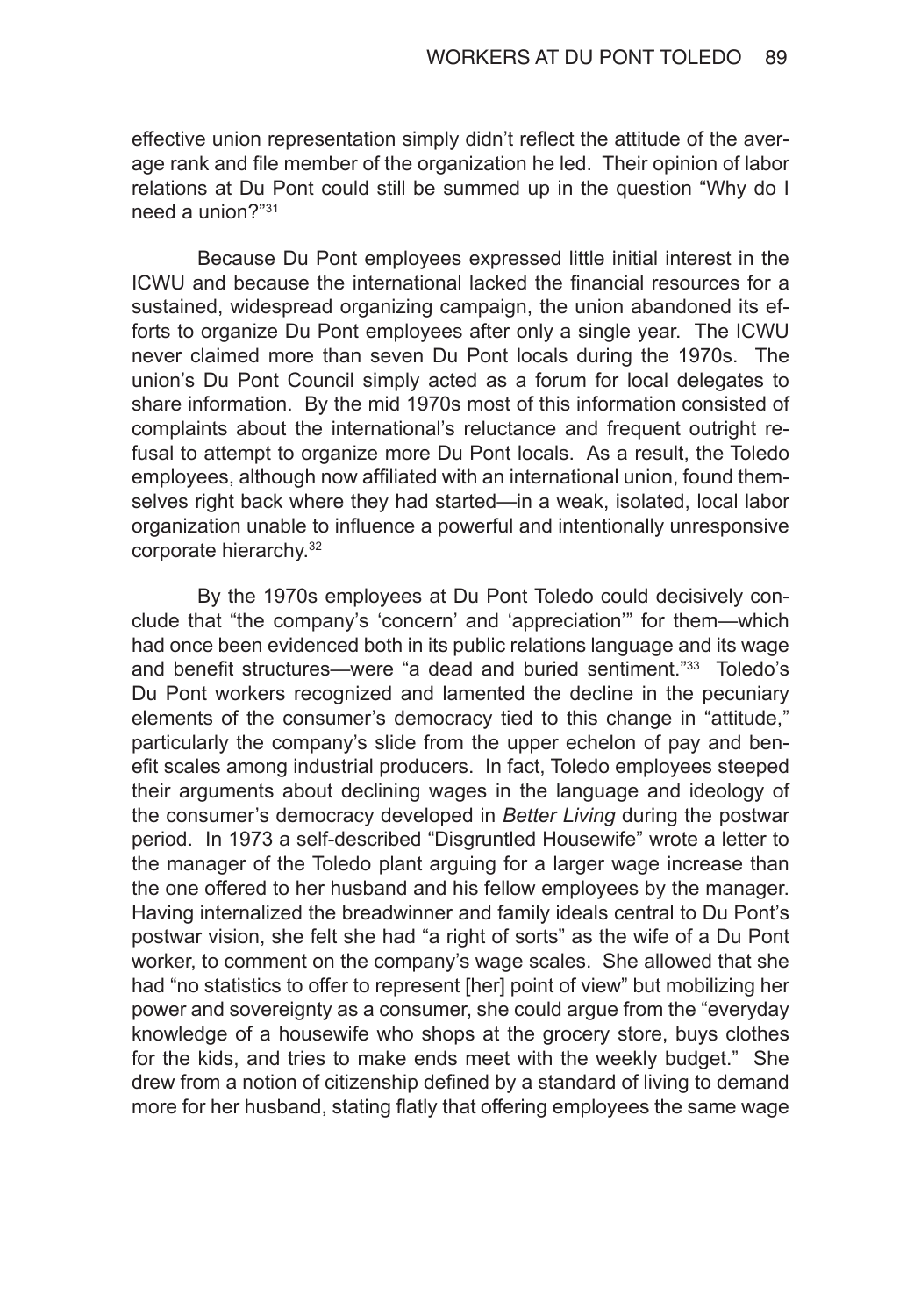effective union representation simply didn't reflect the attitude of the average rank and file member of the organization he led. Their opinion of labor relations at Du Pont could still be summed up in the question "Why do I need a union?"[31]

Because Du Pont employees expressed little initial interest in the ICWU and because the international lacked the financial resources for a sustained, widespread organizing campaign, the union abandoned its efforts to organize Du Pont employees after only a single year. The ICWU never claimed more than seven Du Pont locals during the 1970s. The union's Du Pont Council simply acted as a forum for local delegates to share information. By the mid 1970s most of this information consisted of complaints about the international's reluctance and frequent outright refusal to attempt to organize more Du Pont locals. As a result, the Toledo employees, although now affiliated with an international union, found themselves right back where they had started—in a weak, isolated, local labor organization unable to influence a powerful and intentionally unresponsive corporate hierarchy.[32]

By the 1970s employees at Du Pont Toledo could decisively conclude that "the company's 'concern' and 'appreciation'" for them—which had once been evidenced both in its public relations language and its wage and benefit structures—were "a dead and buried sentiment."[33] Toledo's Du Pont workers recognized and lamented the decline in the pecuniary elements of the consumer's democracy tied to this change in "attitude," particularly the company's slide from the upper echelon of pay and benefit scales among industrial producers. In fact, Toledo employees steeped their arguments about declining wages in the language and ideology of the consumer's democracy developed in *Better Living* during the postwar period. In 1973 a self-described "Disgruntled Housewife" wrote a letter to the manager of the Toledo plant arguing for a larger wage increase than the one offered to her husband and his fellow employees by the manager. Having internalized the breadwinner and family ideals central to Du Pont's postwar vision, she felt she had "a right of sorts" as the wife of a Du Pont worker, to comment on the company's wage scales. She allowed that she had "no statistics to offer to represent [her] point of view" but mobilizing her power and sovereignty as a consumer, she could argue from the "everyday knowledge of a housewife who shops at the grocery store, buys clothes for the kids, and tries to make ends meet with the weekly budget." She drew from a notion of citizenship defined by a standard of living to demand more for her husband, stating flatly that offering employees the same wage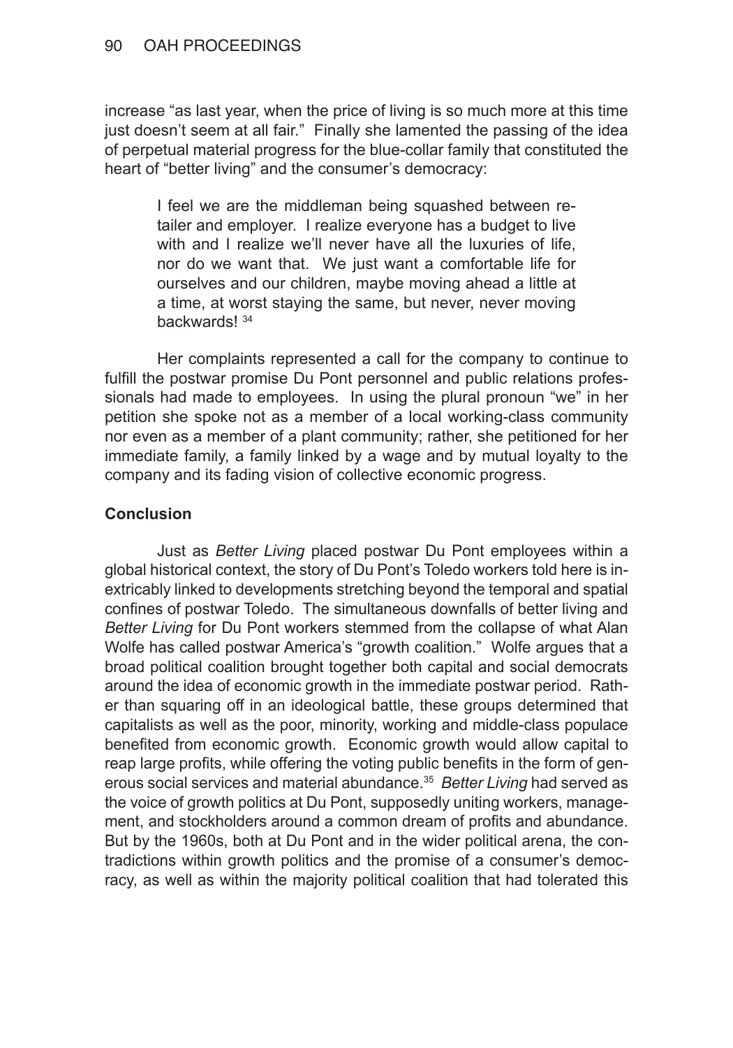increase "as last year, when the price of living is so much more at this time just doesn't seem at all fair." Finally she lamented the passing of the idea of perpetual material progress for the blue-collar family that constituted the heart of "better living" and the consumer's democracy:

> I feel we are the middleman being squashed between retailer and employer. I realize everyone has a budget to live with and I realize we'll never have all the luxuries of life, nor do we want that. We just want a comfortable life for ourselves and our children, maybe moving ahead a little at a time, at worst staying the same, but never, never moving backwards! [34]

Her complaints represented a call for the company to continue to fulfill the postwar promise Du Pont personnel and public relations professionals had made to employees. In using the plural pronoun "we" in her petition she spoke not as a member of a local working-class community nor even as a member of a plant community; rather, she petitioned for her immediate family, a family linked by a wage and by mutual loyalty to the company and its fading vision of collective economic progress.

## Conclusion

Just as *Better Living* placed postwar Du Pont employees within a global historical context, the story of Du Pont's Toledo workers told here is inextricably linked to developments stretching beyond the temporal and spatial confines of postwar Toledo. The simultaneous downfalls of better living and *Better Living* for Du Pont workers stemmed from the collapse of what Alan Wolfe has called postwar America's "growth coalition." Wolfe argues that a broad political coalition brought together both capital and social democrats around the idea of economic growth in the immediate postwar period. Rather than squaring off in an ideological battle, these groups determined that capitalists as well as the poor, minority, working and middle-class populace benefited from economic growth. Economic growth would allow capital to reap large profits, while offering the voting public benefits in the form of generous social services and material abundance.[35] *Better Living* had served as the voice of growth politics at Du Pont, supposedly uniting workers, management, and stockholders around a common dream of profits and abundance. But by the 1960s, both at Du Pont and in the wider political arena, the contradictions within growth politics and the promise of a consumer's democracy, as well as within the majority political coalition that had tolerated this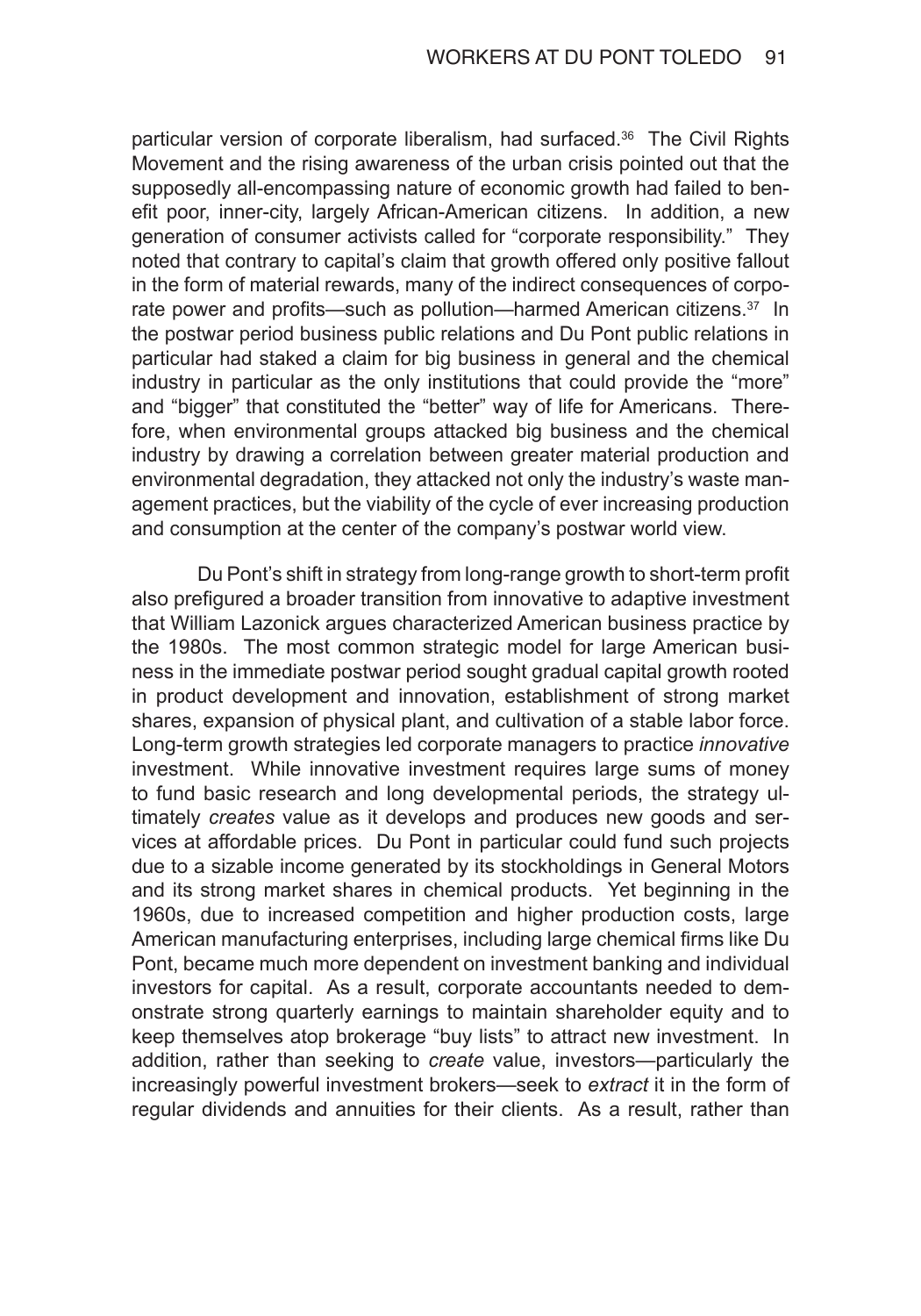particular version of corporate liberalism, had surfaced.[36] The Civil Rights Movement and the rising awareness of the urban crisis pointed out that the supposedly all-encompassing nature of economic growth had failed to benefit poor, inner-city, largely African-American citizens. In addition, a new generation of consumer activists called for "corporate responsibility." They noted that contrary to capital's claim that growth offered only positive fallout in the form of material rewards, many of the indirect consequences of corporate power and profits—such as pollution—harmed American citizens.[37] In the postwar period business public relations and Du Pont public relations in particular had staked a claim for big business in general and the chemical industry in particular as the only institutions that could provide the "more" and "bigger" that constituted the "better" way of life for Americans. Therefore, when environmental groups attacked big business and the chemical industry by drawing a correlation between greater material production and environmental degradation, they attacked not only the industry's waste management practices, but the viability of the cycle of ever increasing production and consumption at the center of the company's postwar world view.

Du Pont's shift in strategy from long-range growth to short-term profit also prefigured a broader transition from innovative to adaptive investment that William Lazonick argues characterized American business practice by the 1980s. The most common strategic model for large American business in the immediate postwar period sought gradual capital growth rooted in product development and innovation, establishment of strong market shares, expansion of physical plant, and cultivation of a stable labor force. Long-term growth strategies led corporate managers to practice *innovative* investment. While innovative investment requires large sums of money to fund basic research and long developmental periods, the strategy ultimately *creates* value as it develops and produces new goods and services at affordable prices. Du Pont in particular could fund such projects due to a sizable income generated by its stockholdings in General Motors and its strong market shares in chemical products. Yet beginning in the 1960s, due to increased competition and higher production costs, large American manufacturing enterprises, including large chemical firms like Du Pont, became much more dependent on investment banking and individual investors for capital. As a result, corporate accountants needed to demonstrate strong quarterly earnings to maintain shareholder equity and to keep themselves atop brokerage "buy lists" to attract new investment. In addition, rather than seeking to *create* value, investors—particularly the increasingly powerful investment brokers—seek to *extract* it in the form of regular dividends and annuities for their clients. As a result, rather than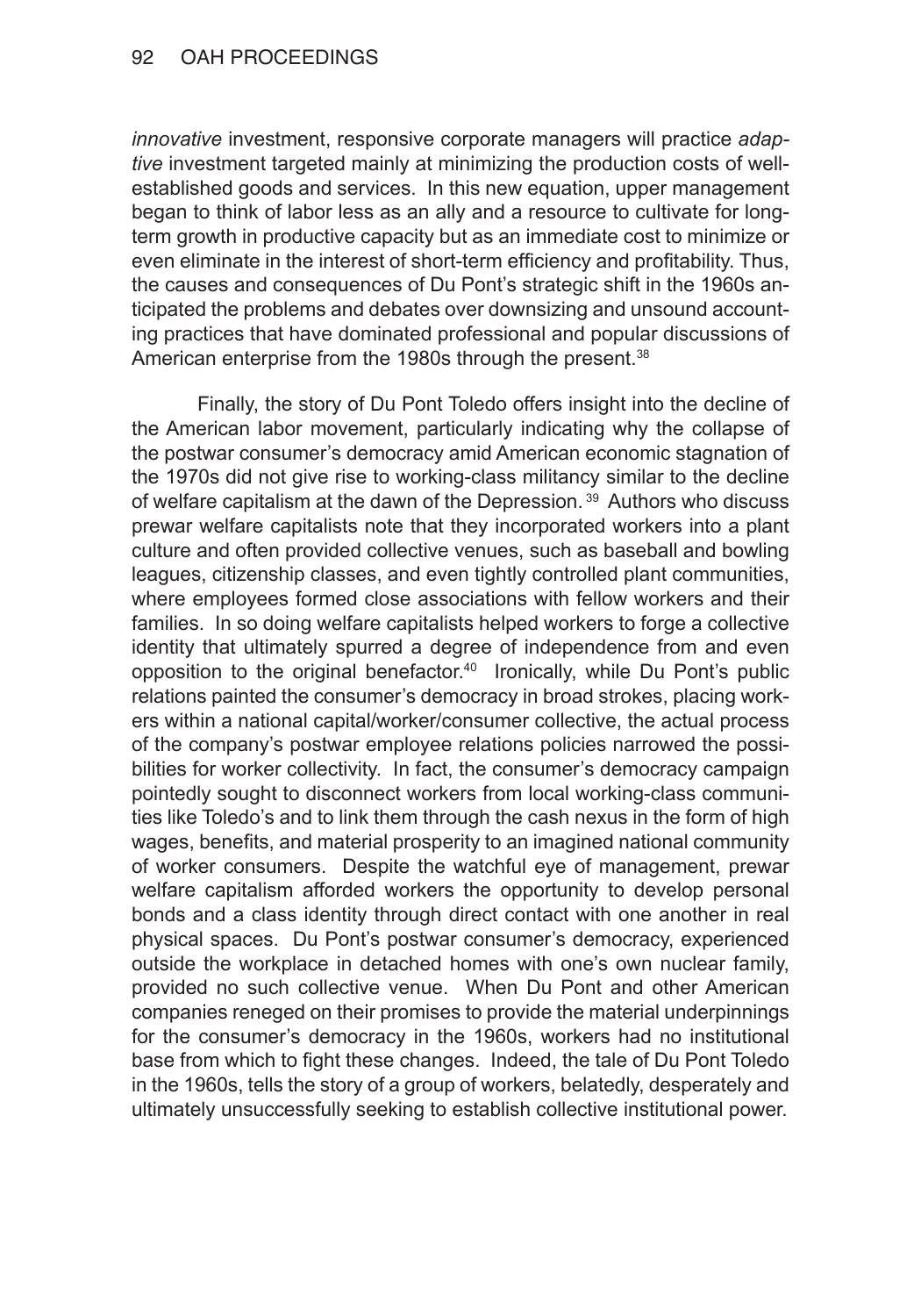*innovative* investment, responsive corporate managers will practice *adaptive* investment targeted mainly at minimizing the production costs of well-established goods and services. In this new equation, upper management began to think of labor less as an ally and a resource to cultivate for long-term growth in productive capacity but as an immediate cost to minimize or even eliminate in the interest of short-term efficiency and profitability. Thus, the causes and consequences of Du Pont's strategic shift in the 1960s anticipated the problems and debates over downsizing and unsound accounting practices that have dominated professional and popular discussions of American enterprise from the 1980s through the present.[38]

Finally, the story of Du Pont Toledo offers insight into the decline of the American labor movement, particularly indicating why the collapse of the postwar consumer's democracy amid American economic stagnation of the 1970s did not give rise to working-class militancy similar to the decline of welfare capitalism at the dawn of the Depression.[39] Authors who discuss prewar welfare capitalists note that they incorporated workers into a plant culture and often provided collective venues, such as baseball and bowling leagues, citizenship classes, and even tightly controlled plant communities, where employees formed close associations with fellow workers and their families. In so doing welfare capitalists helped workers to forge a collective identity that ultimately spurred a degree of independence from and even opposition to the original benefactor.[40] Ironically, while Du Pont's public relations painted the consumer's democracy in broad strokes, placing workers within a national capital/worker/consumer collective, the actual process of the company's postwar employee relations policies narrowed the possibilities for worker collectivity. In fact, the consumer's democracy campaign pointedly sought to disconnect workers from local working-class communities like Toledo's and to link them through the cash nexus in the form of high wages, benefits, and material prosperity to an imagined national community of worker consumers. Despite the watchful eye of management, prewar welfare capitalism afforded workers the opportunity to develop personal bonds and a class identity through direct contact with one another in real physical spaces. Du Pont's postwar consumer's democracy, experienced outside the workplace in detached homes with one's own nuclear family, provided no such collective venue. When Du Pont and other American companies reneged on their promises to provide the material underpinnings for the consumer's democracy in the 1960s, workers had no institutional base from which to fight these changes. Indeed, the tale of Du Pont Toledo in the 1960s, tells the story of a group of workers, belatedly, desperately and ultimately unsuccessfully seeking to establish collective institutional power.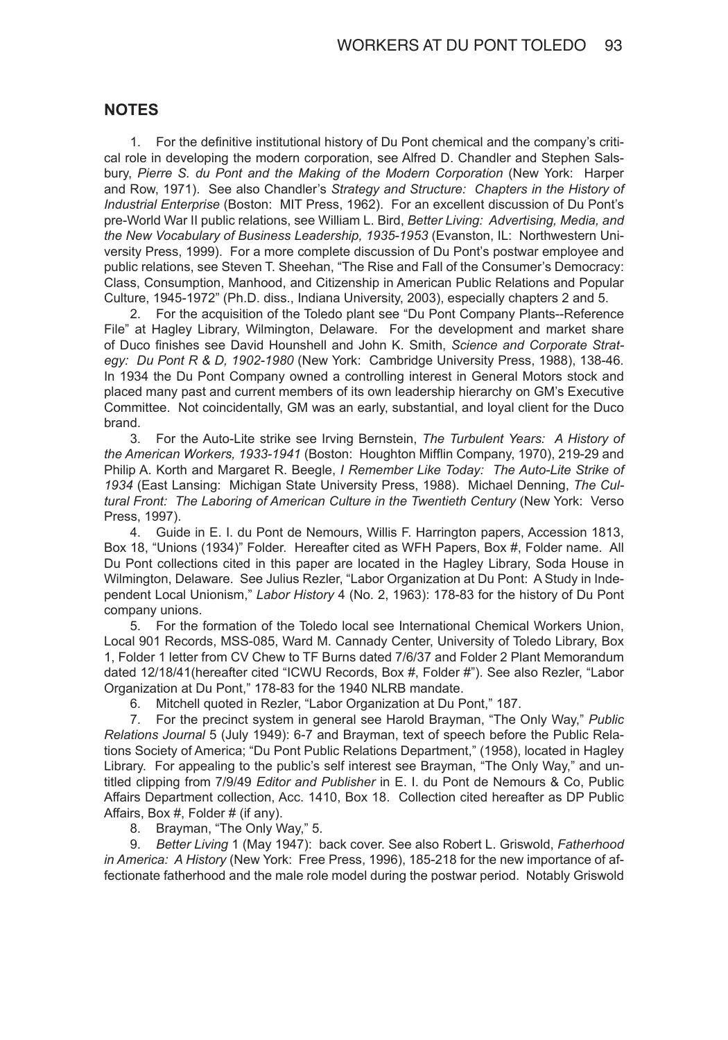## NOTES

1. For the definitive institutional history of Du Pont chemical and the company's critical role in developing the modern corporation, see Alfred D. Chandler and Stephen Salsbury, *Pierre S. du Pont and the Making of the Modern Corporation* (New York: Harper and Row, 1971). See also Chandler's *Strategy and Structure: Chapters in the History of Industrial Enterprise* (Boston: MIT Press, 1962). For an excellent discussion of Du Pont's pre-World War II public relations, see William L. Bird, *Better Living: Advertising, Media, and the New Vocabulary of Business Leadership, 1935-1953* (Evanston, IL: Northwestern University Press, 1999). For a more complete discussion of Du Pont's postwar employee and public relations, see Steven T. Sheehan, "The Rise and Fall of the Consumer's Democracy: Class, Consumption, Manhood, and Citizenship in American Public Relations and Popular Culture, 1945-1972" (Ph.D. diss., Indiana University, 2003), especially chapters 2 and 5.

2. For the acquisition of the Toledo plant see "Du Pont Company Plants--Reference File" at Hagley Library, Wilmington, Delaware. For the development and market share of Duco finishes see David Hounshell and John K. Smith, *Science and Corporate Strategy: Du Pont R & D, 1902-1980* (New York: Cambridge University Press, 1988), 138-46. In 1934 the Du Pont Company owned a controlling interest in General Motors stock and placed many past and current members of its own leadership hierarchy on GM's Executive Committee. Not coincidentally, GM was an early, substantial, and loyal client for the Duco brand.

3. For the Auto-Lite strike see Irving Bernstein, *The Turbulent Years: A History of the American Workers, 1933-1941* (Boston: Houghton Mifflin Company, 1970), 219-29 and Philip A. Korth and Margaret R. Beegle, *I Remember Like Today: The Auto-Lite Strike of 1934* (East Lansing: Michigan State University Press, 1988). Michael Denning, *The Cultural Front: The Laboring of American Culture in the Twentieth Century* (New York: Verso Press, 1997).

4. Guide in E. I. du Pont de Nemours, Willis F. Harrington papers, Accession 1813, Box 18, "Unions (1934)" Folder. Hereafter cited as WFH Papers, Box #, Folder name. All Du Pont collections cited in this paper are located in the Hagley Library, Soda House in Wilmington, Delaware. See Julius Rezler, "Labor Organization at Du Pont: A Study in Independent Local Unionism," *Labor History* 4 (No. 2, 1963): 178-83 for the history of Du Pont company unions.

5. For the formation of the Toledo local see International Chemical Workers Union, Local 901 Records, MSS-085, Ward M. Cannady Center, University of Toledo Library, Box 1, Folder 1 letter from CV Chew to TF Burns dated 7/6/37 and Folder 2 Plant Memorandum dated 12/18/41(hereafter cited "ICWU Records, Box #, Folder #"). See also Rezler, "Labor Organization at Du Pont," 178-83 for the 1940 NLRB mandate.

6. Mitchell quoted in Rezler, "Labor Organization at Du Pont," 187.

7. For the precinct system in general see Harold Brayman, "The Only Way," *Public Relations Journal* 5 (July 1949): 6-7 and Brayman, text of speech before the Public Relations Society of America; "Du Pont Public Relations Department," (1958), located in Hagley Library. For appealing to the public's self interest see Brayman, "The Only Way," and untitled clipping from 7/9/49 *Editor and Publisher* in E. I. du Pont de Nemours & Co, Public Affairs Department collection, Acc. 1410, Box 18. Collection cited hereafter as DP Public Affairs, Box #, Folder # (if any).

8. Brayman, "The Only Way," 5.

9. *Better Living* 1 (May 1947): back cover. See also Robert L. Griswold, *Fatherhood in America: A History* (New York: Free Press, 1996), 185-218 for the new importance of affectionate fatherhood and the male role model during the postwar period. Notably Griswold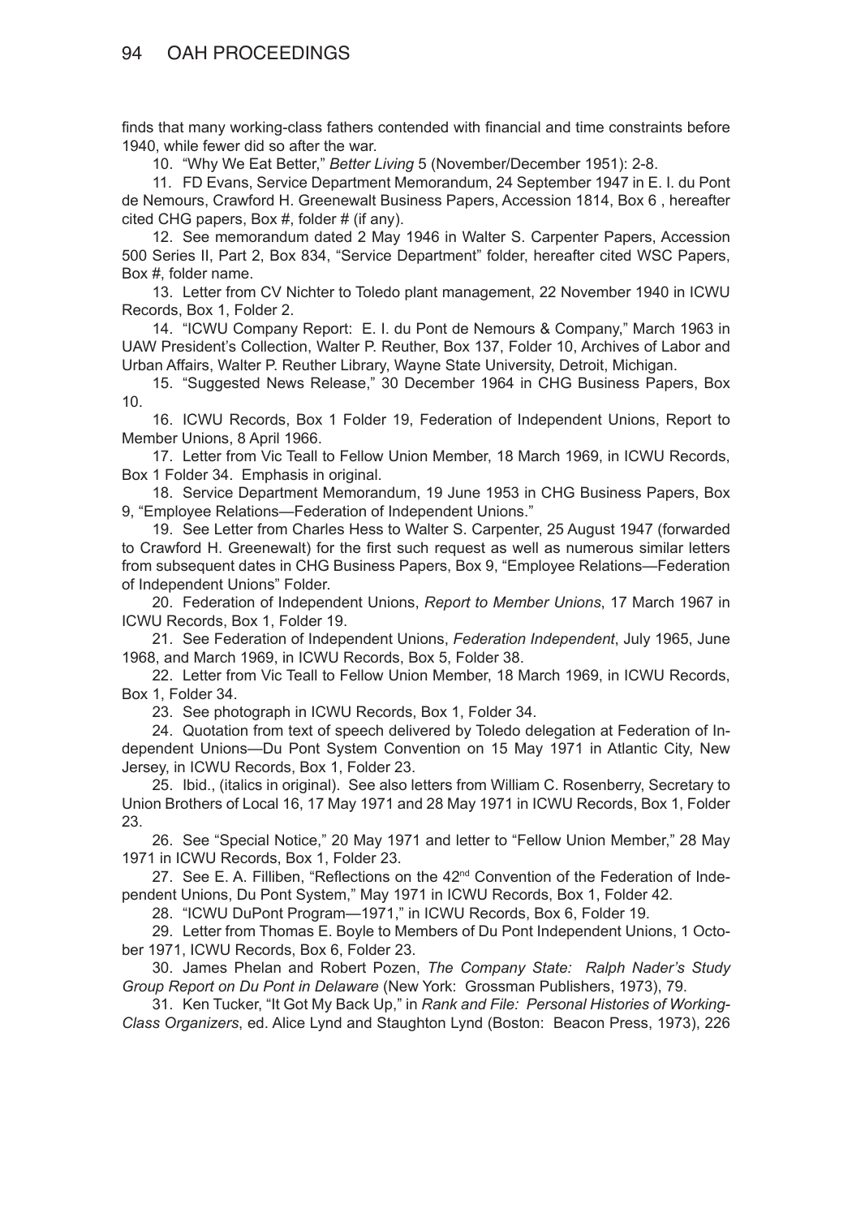finds that many working-class fathers contended with financial and time constraints before 1940, while fewer did so after the war.

10. "Why We Eat Better," *Better Living* 5 (November/December 1951): 2-8.

11. FD Evans, Service Department Memorandum, 24 September 1947 in E. I. du Pont de Nemours, Crawford H. Greenewalt Business Papers, Accession 1814, Box 6 , hereafter cited CHG papers, Box #, folder # (if any).

12. See memorandum dated 2 May 1946 in Walter S. Carpenter Papers, Accession 500 Series II, Part 2, Box 834, "Service Department" folder, hereafter cited WSC Papers, Box #, folder name.

13. Letter from CV Nichter to Toledo plant management, 22 November 1940 in ICWU Records, Box 1, Folder 2.

14. "ICWU Company Report: E. I. du Pont de Nemours & Company," March 1963 in UAW President's Collection, Walter P. Reuther, Box 137, Folder 10, Archives of Labor and Urban Affairs, Walter P. Reuther Library, Wayne State University, Detroit, Michigan.

15. "Suggested News Release," 30 December 1964 in CHG Business Papers, Box 10.

16. ICWU Records, Box 1 Folder 19, Federation of Independent Unions, Report to Member Unions, 8 April 1966.

17. Letter from Vic Teall to Fellow Union Member, 18 March 1969, in ICWU Records, Box 1 Folder 34. Emphasis in original.

18. Service Department Memorandum, 19 June 1953 in CHG Business Papers, Box 9, "Employee Relations—Federation of Independent Unions."

19. See Letter from Charles Hess to Walter S. Carpenter, 25 August 1947 (forwarded to Crawford H. Greenewalt) for the first such request as well as numerous similar letters from subsequent dates in CHG Business Papers, Box 9, "Employee Relations—Federation of Independent Unions" Folder.

20. Federation of Independent Unions, *Report to Member Unions*, 17 March 1967 in ICWU Records, Box 1, Folder 19.

21. See Federation of Independent Unions, *Federation Independent*, July 1965, June 1968, and March 1969, in ICWU Records, Box 5, Folder 38.

22. Letter from Vic Teall to Fellow Union Member, 18 March 1969, in ICWU Records, Box 1, Folder 34.

23. See photograph in ICWU Records, Box 1, Folder 34.

24. Quotation from text of speech delivered by Toledo delegation at Federation of Independent Unions—Du Pont System Convention on 15 May 1971 in Atlantic City, New Jersey, in ICWU Records, Box 1, Folder 23.

25. Ibid., (italics in original). See also letters from William C. Rosenberry, Secretary to Union Brothers of Local 16, 17 May 1971 and 28 May 1971 in ICWU Records, Box 1, Folder 23.

26. See "Special Notice," 20 May 1971 and letter to "Fellow Union Member," 28 May 1971 in ICWU Records, Box 1, Folder 23.

27. See E. A. Filliben, "Reflections on the 42nd Convention of the Federation of Independent Unions, Du Pont System," May 1971 in ICWU Records, Box 1, Folder 42.

28. "ICWU DuPont Program—1971," in ICWU Records, Box 6, Folder 19.

29. Letter from Thomas E. Boyle to Members of Du Pont Independent Unions, 1 October 1971, ICWU Records, Box 6, Folder 23.

30. James Phelan and Robert Pozen, *The Company State: Ralph Nader's Study Group Report on Du Pont in Delaware* (New York: Grossman Publishers, 1973), 79.

31. Ken Tucker, "It Got My Back Up," in *Rank and File: Personal Histories of Working-Class Organizers*, ed. Alice Lynd and Staughton Lynd (Boston: Beacon Press, 1973), 226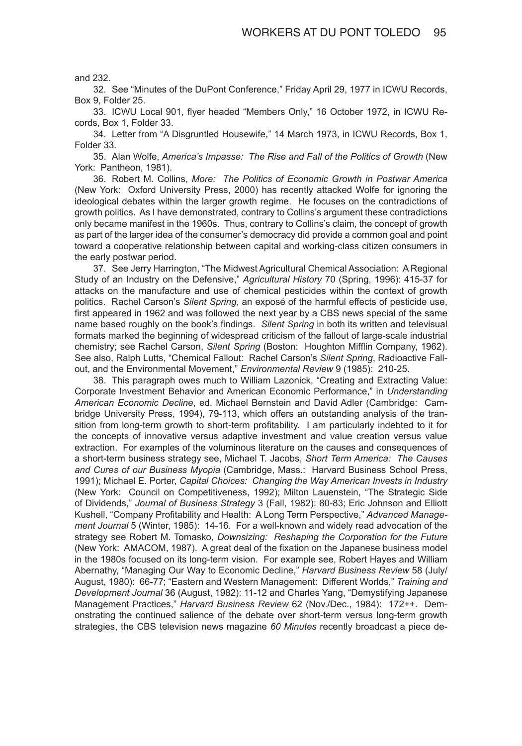and 232.

32. See "Minutes of the DuPont Conference," Friday April 29, 1977 in ICWU Records, Box 9, Folder 25.

33. ICWU Local 901, flyer headed "Members Only," 16 October 1972, in ICWU Records, Box 1, Folder 33.

34. Letter from "A Disgruntled Housewife," 14 March 1973, in ICWU Records, Box 1, Folder 33.

35. Alan Wolfe, *America's Impasse: The Rise and Fall of the Politics of Growth* (New York: Pantheon, 1981).

36. Robert M. Collins, *More: The Politics of Economic Growth in Postwar America* (New York: Oxford University Press, 2000) has recently attacked Wolfe for ignoring the ideological debates within the larger growth regime. He focuses on the contradictions of growth politics. As I have demonstrated, contrary to Collins's argument these contradictions only became manifest in the 1960s. Thus, contrary to Collins's claim, the concept of growth as part of the larger idea of the consumer's democracy did provide a common goal and point toward a cooperative relationship between capital and working-class citizen consumers in the early postwar period.

37. See Jerry Harrington, "The Midwest Agricultural Chemical Association: A Regional Study of an Industry on the Defensive," *Agricultural History* 70 (Spring, 1996): 415-37 for attacks on the manufacture and use of chemical pesticides within the context of growth politics. Rachel Carson's *Silent Spring*, an exposé of the harmful effects of pesticide use, first appeared in 1962 and was followed the next year by a CBS news special of the same name based roughly on the book's findings. *Silent Spring* in both its written and televisual formats marked the beginning of widespread criticism of the fallout of large-scale industrial chemistry; see Rachel Carson, *Silent Spring* (Boston: Houghton Mifflin Company, 1962). See also, Ralph Lutts, "Chemical Fallout: Rachel Carson's *Silent Spring*, Radioactive Fallout, and the Environmental Movement," *Environmental Review* 9 (1985): 210-25.

38. This paragraph owes much to William Lazonick, "Creating and Extracting Value: Corporate Investment Behavior and American Economic Performance," in *Understanding American Economic Decline*, ed. Michael Bernstein and David Adler (Cambridge: Cambridge University Press, 1994), 79-113, which offers an outstanding analysis of the transition from long-term growth to short-term profitability. I am particularly indebted to it for the concepts of innovative versus adaptive investment and value creation versus value extraction. For examples of the voluminous literature on the causes and consequences of a short-term business strategy see, Michael T. Jacobs, *Short Term America: The Causes and Cures of our Business Myopia* (Cambridge, Mass.: Harvard Business School Press, 1991); Michael E. Porter, *Capital Choices: Changing the Way American Invests in Industry* (New York: Council on Competitiveness, 1992); Milton Lauenstein, "The Strategic Side of Dividends," *Journal of Business Strategy* 3 (Fall, 1982): 80-83; Eric Johnson and Elliott Kushell, "Company Profitability and Health: A Long Term Perspective," *Advanced Management Journal* 5 (Winter, 1985): 14-16. For a well-known and widely read advocation of the strategy see Robert M. Tomasko, *Downsizing: Reshaping the Corporation for the Future* (New York: AMACOM, 1987). A great deal of the fixation on the Japanese business model in the 1980s focused on its long-term vision. For example see, Robert Hayes and William Abernathy, "Managing Our Way to Economic Decline," *Harvard Business Review* 58 (July/August, 1980): 66-77; "Eastern and Western Management: Different Worlds," *Training and Development Journal* 36 (August, 1982): 11-12 and Charles Yang, "Demystifying Japanese Management Practices," *Harvard Business Review* 62 (Nov./Dec., 1984): 172++. Demonstrating the continued salience of the debate over short-term versus long-term growth strategies, the CBS television news magazine *60 Minutes* recently broadcast a piece de-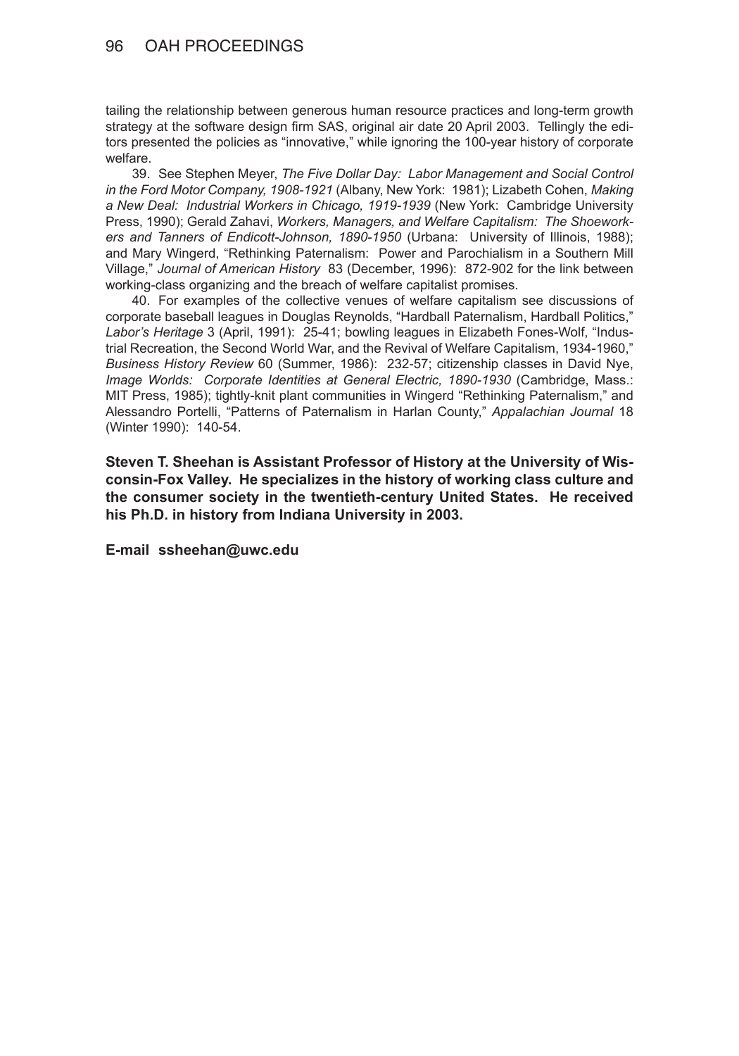tailing the relationship between generous human resource practices and long-term growth strategy at the software design firm SAS, original air date 20 April 2003. Tellingly the editors presented the policies as "innovative," while ignoring the 100-year history of corporate welfare.

39. See Stephen Meyer, *The Five Dollar Day: Labor Management and Social Control in the Ford Motor Company, 1908-1921* (Albany, New York: 1981); Lizabeth Cohen, *Making a New Deal: Industrial Workers in Chicago, 1919-1939* (New York: Cambridge University Press, 1990); Gerald Zahavi, *Workers, Managers, and Welfare Capitalism: The Shoeworkers and Tanners of Endicott-Johnson, 1890-1950* (Urbana: University of Illinois, 1988); and Mary Wingerd, "Rethinking Paternalism: Power and Parochialism in a Southern Mill Village," *Journal of American History* 83 (December, 1996): 872-902 for the link between working-class organizing and the breach of welfare capitalist promises.

40. For examples of the collective venues of welfare capitalism see discussions of corporate baseball leagues in Douglas Reynolds, "Hardball Paternalism, Hardball Politics," *Labor's Heritage* 3 (April, 1991): 25-41; bowling leagues in Elizabeth Fones-Wolf, "Industrial Recreation, the Second World War, and the Revival of Welfare Capitalism, 1934-1960," *Business History Review* 60 (Summer, 1986): 232-57; citizenship classes in David Nye, *Image Worlds: Corporate Identities at General Electric, 1890-1930* (Cambridge, Mass.: MIT Press, 1985); tightly-knit plant communities in Wingerd "Rethinking Paternalism," and Alessandro Portelli, "Patterns of Paternalism in Harlan County," *Appalachian Journal* 18 (Winter 1990): 140-54.

**Steven T. Sheehan is Assistant Professor of History at the University of Wisconsin-Fox Valley. He specializes in the history of working class culture and the consumer society in the twentieth-century United States. He received his Ph.D. in history from Indiana University in 2003.**

**E-mail ssheehan@uwc.edu**